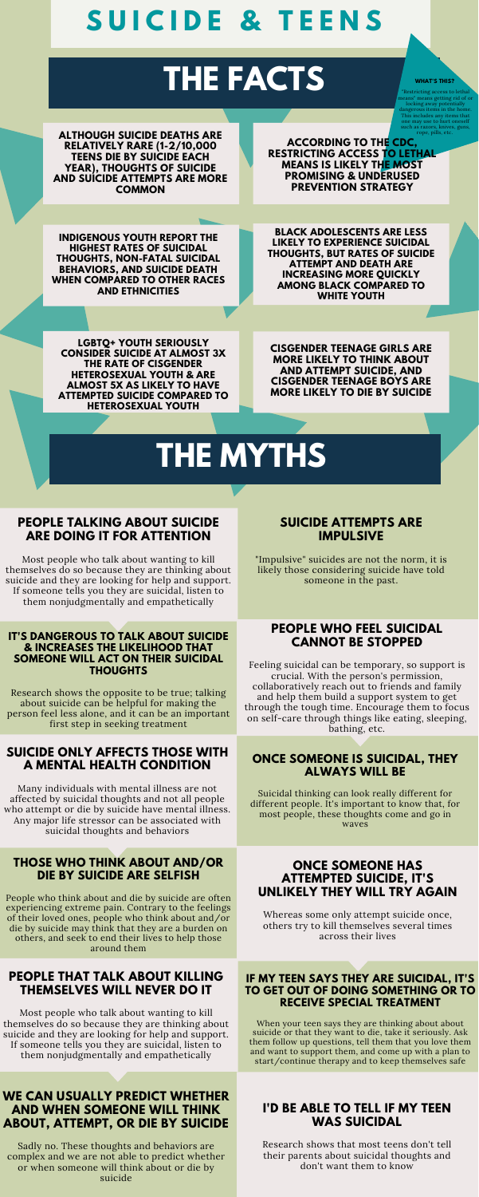# SUICIDE & TEENS

# THE FACTS

**WHAT'S THIS?**

"Restricting access to lethal means" means getting rid of or locking away potentially dangerous items in the home. This includes any items that one may use to hurt oneself such as razors, knives, guns, rope, pills, etc.

**ALTHOUGH SUICIDE DEATHS ARE RELATIVELY RARE (1-2/10,000 TEENS DIE BY SUICIDE EACH YEAR), THOUGHTS OF SUICIDE AND SUICIDE ATTEMPTS ARE MORE COMMON**

**ACCORDING TO THE CDC, RESTRICTING ACCESS TO LETHAL MEANS IS LIKELY THE MOST PROMISING & UNDERUSED PREVENTION STRATEGY**

**INDIGENOUS YOUTH REPORT THE HIGHEST RATES OF SUICIDAL THOUGHTS, NON-FATAL SUICIDAL BEHAVIORS, AND SUICIDE DEATH WHEN COMPARED TO OTHER RACES AND ETHNICITIES**

**BLACK ADOLESCENTS ARE LESS LIKELY TO EXPERIENCE SUICIDAL THOUGHTS, BUT RATES OF SUICIDE ATTEMPT AND DEATH ARE INCREASING MORE QUICKLY AMONG BLACK COMPARED TO WHITE YOUTH**

**LGBTQ+ YOUTH SERIOUSLY CONSIDER SUICIDE AT ALMOST 3X THE RATE OF CISGENDER HETEROSEXUAL YOUTH & ARE ALMOST 5X AS LIKELY TO HAVE ATTEMPTED SUICIDE COMPARED TO HETEROSEXUAL YOUTH**

**CISGENDER TEENAGE GIRLS ARE MORE LIKELY TO THINK ABOUT AND ATTEMPT SUICIDE, AND CISGENDER TEENAGE BOYS ARE MORE LIKELY TO DIE BY SUICIDE**

# THE MYTHS

### PEOPLE TALKING ABOUT SUICIDE ARE DOING IT FOR ATTENTION

Most people who talk about wanting to kill themselves do so because they are thinking about suicide and they are looking for help and support. If someone tells you they are suicidal, listen to them nonjudgmentally and empathetically

### SUICIDE ATTEMPTS ARE IMPULSIVE

"Impulsive" suicides are not the norm, it is likely those considering suicide have told someone in the past.

### IT'S DANGEROUS TO TALK ABOUT SUICIDE & INCREASES THE LIKELIHOOD THAT SOMEONE WILL ACT ON THEIR SUICIDAL THOUGHTS

Research shows the opposite to be true; talking about suicide can be helpful for making the person feel less alone, and it can be an important first step in seeking treatment

### PEOPLE WHO FEEL SUICIDAL CANNOT BE STOPPED

Feeling suicidal can be temporary, so support is crucial. With the person's permission, collaboratively reach out to friends and family and help them build a support system to get through the tough time. Encourage them to focus on self-care through things like eating, sleeping, bathing, etc.

### SUICIDE ONLY AFFECTS THOSE WITH A MENTAL HEALTH CONDITION

Many individuals with mental illness are not affected by suicidal thoughts and not all people who attempt or die by suicide have mental illness. Any major life stressor can be associated with suicidal thoughts and behaviors

### ONCE SOMEONE IS SUICIDAL, THEY ALWAYS WILL BE

Suicidal thinking can look really different for different people. It's important to know that, for most people, these thoughts come and go in waves

### THOSE WHO THINK ABOUT AND/OR DIE BY SUICIDE ARE SELFISH

People who think about and die by suicide are often experiencing extreme pain. Contrary to the feelings of their loved ones, people who think about and/or die by suicide may think that they are a burden on others, and seek to end their lives to help those around them

### ONCE SOMEONE HAS ATTEMPTED SUICIDE, IT'S UNLIKELY THEY WILL TRY AGAIN

Whereas some only attempt suicide once, others try to kill themselves several times across their lives

### PEOPLE THAT TALK ABOUT KILLING THEMSELVES WILL NEVER DO IT

Most people who talk about wanting to kill themselves do so because they are thinking about suicide and they are looking for help and support. If someone tells you they are suicidal, listen to them nonjudgmentally and empathetically

### IF MY TEEN SAYS THEY ARE SUICIDAL, IT'S TO GET OUT OF DOING SOMETHING OR TO RECEIVE SPECIAL TREATMENT

When your teen says they are thinking about about suicide or that they want to die, take it seriously. Ask them follow up questions, tell them that you love them and want to support them, and come up with a plan to start/continue therapy and to keep themselves safe

### WE CAN USUALLY PREDICT WHETHER AND WHEN SOMEONE WILL THINK ABOUT, ATTEMPT, OR DIE BY SUICIDE

Sadly no. These thoughts and behaviors are complex and we are not able to predict whether or when someone will think about or die by suicide

### I'D BE ABLE TO TELL IF MY TEEN WAS SUICIDAL

Research shows that most teens don't tell their parents about suicidal thoughts and don't want them to know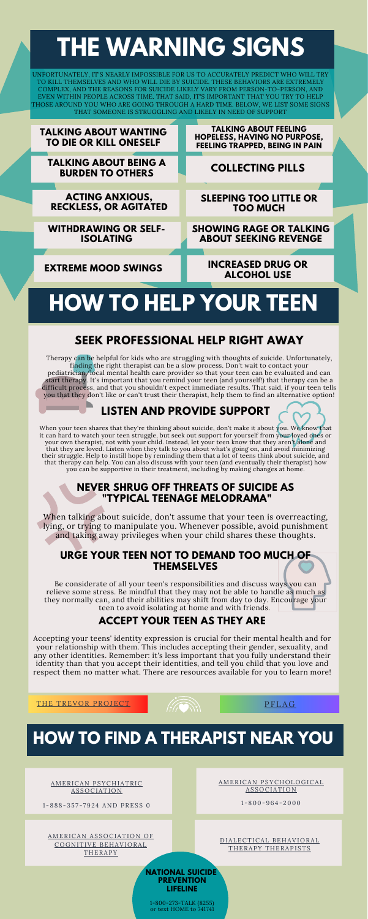# THE WARNING SIGNS

UNFORTUNATELY, IT'S NEARLY IMPOSSIBLE FOR US TO ACCURATELY PREDICT WHO WILL TRY TO KILL THEMSELVES AND WHO WILL DIE BY SUICIDE. THESE BEHAVIORS ARE EXTREMELY COMPLEX, AND THE REASONS FOR SUICIDE LIKELY VARY FROM PERSON-TO-PERSON, AND EVEN WITHIN PEOPLE ACROSS TIME. THAT SAID, IT'S IMPORTANT THAT YOU TRY TO HELP THOSE AROUND YOU WHO ARE GOING THROUGH A HARD TIME. BELOW, WE LIST SOME SIGNS THAT SOMEONE IS STRUGGLING AND LIKELY IN NEED OF SUPPORT

- **TALKING ABOUT WANTING TO DIE OR KILL ONESELF**
- **TALKING ABOUT FEELING HOPELESS, HAVING NO PURPOSE, FEELING TRAPPED, BEING IN PAIN**
- **TALKING ABOUT BEING A BURDEN TO OTHERS**
- **COLLECTING PILLS**
- **ACTING ANXIOUS, RECKLESS, OR AGITATED**
- **SLEEPING TOO LITTLE OR TOO MUCH**
- **WITHDRAWING OR SELF-ISOLATING**
- **SHOWING RAGE OR TALKING ABOUT SEEKING REVENGE**
- **EXTREME MOOD SWINGS**
- **INCREASED DRUG OR ALCOHOL USE**

# HOW TO HELP YOUR TEEN

## SEEK PROFESSIONAL HELP RIGHT AWAY

Therapy can be helpful for kids who are struggling with thoughts of suicide. Unfortunately, finding the right therapist can be a slow process. Don't wait to contact your pediatrician/local mental health care provider so that your teen can be evaluated and can start therapy. It's important that you remind your teen (and yourself!) that therapy can be a difficult process, and that you shouldn't expect immediate results. That said, if your teen tells you that they don't like or can't trust their therapist, help them to find an alternative option!

## LISTEN AND PROVIDE SUPPORT

When your teen shares that they're thinking about suicide, don't make it about you. We know that it can hard to watch your teen struggle, but seek out support for yourself from your loved ones or your own therapist, not with your child. Instead, let your teen know that they aren't alone and that they are loved. Listen when they talk to you about what's going on, and avoid minimizing their struggle. Help to instill hope by reminding them that a lot of teens think about suicide, and that therapy can help. You can also discuss with your teen (and eventually their therapist) how you can be supportive in their treatment, including by making changes at home.

## NEVER SHRUG OFF THREATS OF SUICIDE AS "TYPICAL TEENAGE MELODRAMA"

When talking about suicide, don't assume that your teen is overreacting, lying, or trying to manipulate you. Whenever possible, avoid punishment and taking away privileges when your child shares these thoughts.

## URGE YOUR TEEN NOT TO DEMAND TOO MUCH OF THEMSELVES

Be considerate of all your teen's responsibilities and discuss ways you can relieve some stress. Be mindful that they may not be able to handle as much as they normally can, and their abilities may shift from day to day. Encourage your teen to avoid isolating at home and with friends.

## ACCEPT YOUR TEEN AS THEY ARE

Accepting your teens' identity expression is crucial for their mental health and for your relationship with them. This includes accepting their gender, sexuality, and any other identities. Remember: it's less important that you fully understand their identity than that you accept their identities, and tell you child that you love and respect them no matter what. There are resources available for you to learn more!

THE TREVOR PROJECT

PFLAG

# HOW TO FIND A THERAPIST NEAR YOU

AMERICAN PSYCHIATRIC ASSOCIATION
1-888-357-7924 AND PRESS 0

AMERICAN PSYCHOLOGICAL ASSOCIATION
1-800-964-2000

AMERICAN ASSOCIATION OF COGNITIVE BEHAVIORAL THERAPY

DIALECTICAL BEHAVIORAL THERAPY THERAPISTS

**NATIONAL SUICIDE PREVENTION LIFELINE**
1-800-273-TALK (8255) or text HOME to 741741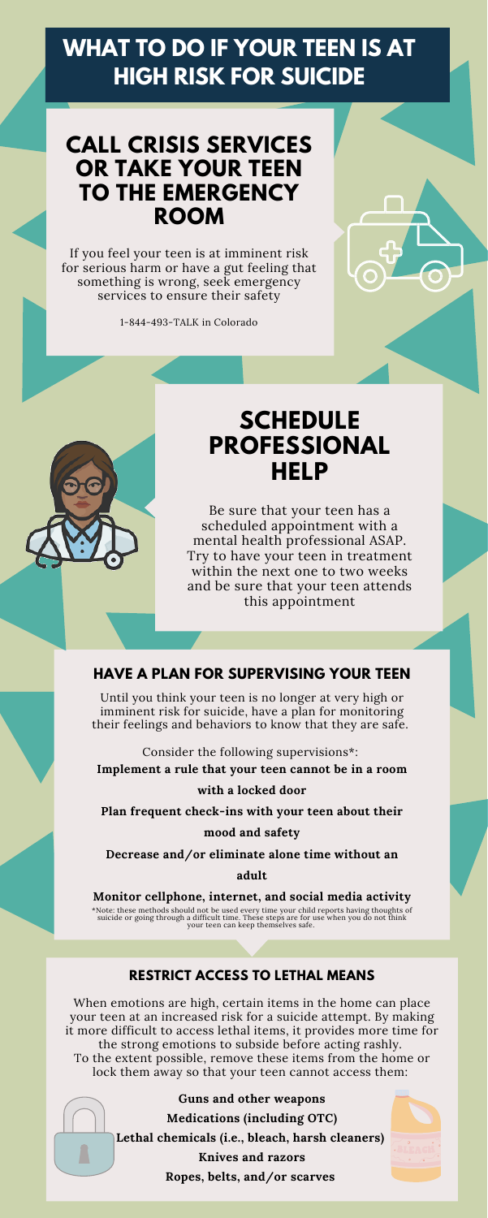# WHAT TO DO IF YOUR TEEN IS AT HIGH RISK FOR SUICIDE

## CALL CRISIS SERVICES OR TAKE YOUR TEEN TO THE EMERGENCY ROOM

If you feel your teen is at imminent risk for serious harm or have a gut feeling that something is wrong, seek emergency services to ensure their safety

1-844-493-TALK in Colorado

## SCHEDULE PROFESSIONAL HELP

Be sure that your teen has a scheduled appointment with a mental health professional ASAP. Try to have your teen in treatment within the next one to two weeks and be sure that your teen attends this appointment

### HAVE A PLAN FOR SUPERVISING YOUR TEEN

Until you think your teen is no longer at very high or imminent risk for suicide, have a plan for monitoring their feelings and behaviors to know that they are safe.

Consider the following supervisions*:

**Implement a rule that your teen cannot be in a room with a locked door**

**Plan frequent check-ins with your teen about their mood and safety**

**Decrease and/or eliminate alone time without an adult**

**Monitor cellphone, internet, and social media activity**

*Note: these methods should not be used every time your child reports having thoughts of suicide or going through a difficult time. These steps are for use when you do not think your teen can keep themselves safe.

### RESTRICT ACCESS TO LETHAL MEANS

When emotions are high, certain items in the home can place your teen at an increased risk for a suicide attempt. By making it more difficult to access lethal items, it provides more time for the strong emotions to subside before acting rashly.
To the extent possible, remove these items from the home or lock them away so that your teen cannot access them:

**Guns and other weapons**

**Medications (including OTC)**

**Lethal chemicals (i.e., bleach, harsh cleaners)**

**Knives and razors**

**Ropes, belts, and/or scarves**